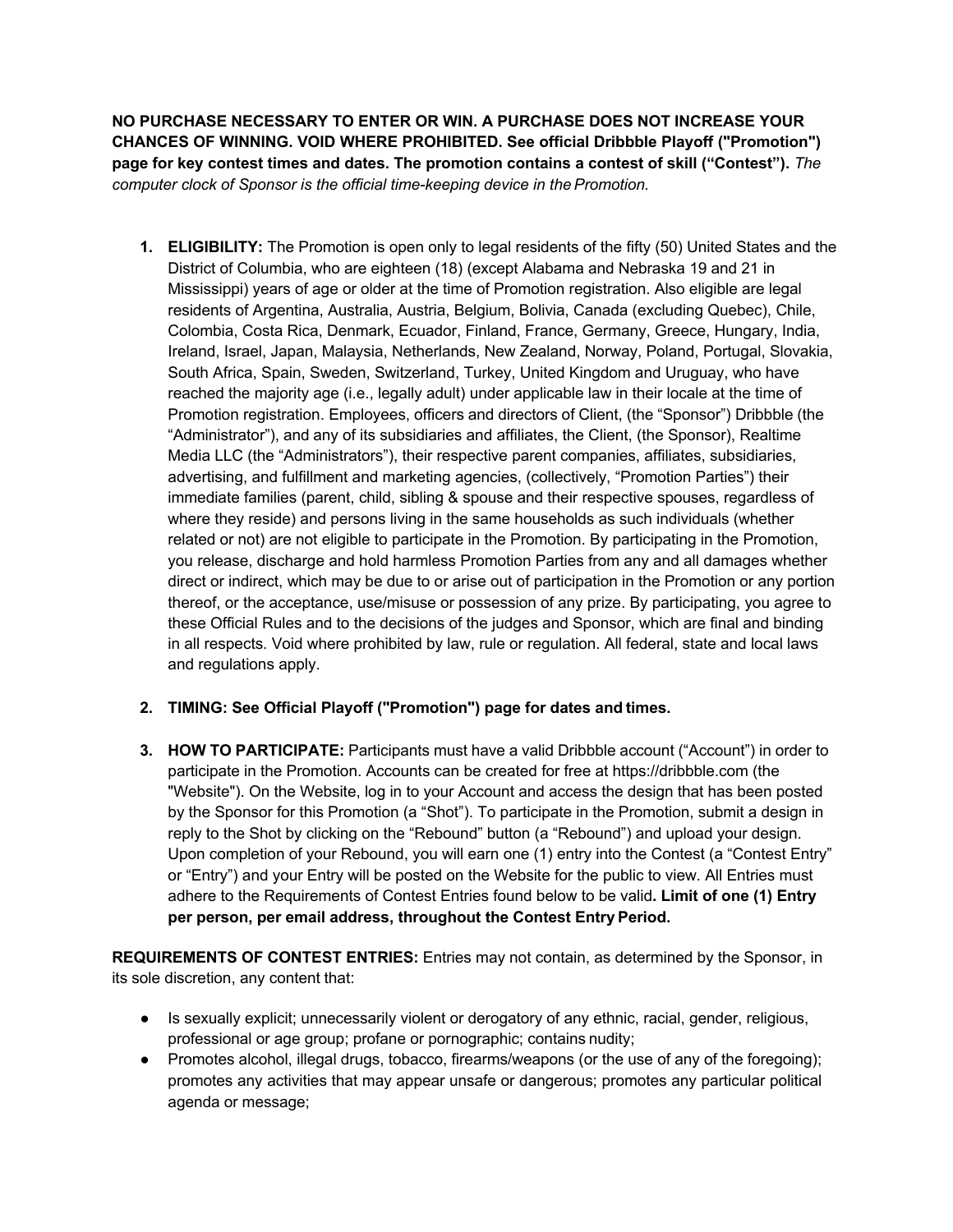**NO PURCHASE NECESSARY TO ENTER OR WIN. A PURCHASE DOES NOT INCREASE YOUR CHANCES OF WINNING. VOID WHERE PROHIBITED. See official Dribbble Playoff ("Promotion") page for key contest times and dates. The promotion contains a contest of skill ("Contest").** *The computer clock of Sponsor is the official time-keeping device in the Promotion.*

1. **ELIGIBILITY:** The Promotion is open only to legal residents of the fifty (50) United States and the District of Columbia, who are eighteen (18) (except Alabama and Nebraska 19 and 21 in Mississippi) years of age or older at the time of Promotion registration. Also eligible are legal residents of Argentina, Australia, Austria, Belgium, Bolivia, Canada (excluding Quebec), Chile, Colombia, Costa Rica, Denmark, Ecuador, Finland, France, Germany, Greece, Hungary, India, Ireland, Israel, Japan, Malaysia, Netherlands, New Zealand, Norway, Poland, Portugal, Slovakia, South Africa, Spain, Sweden, Switzerland, Turkey, United Kingdom and Uruguay, who have reached the majority age (i.e., legally adult) under applicable law in their locale at the time of Promotion registration. Employees, officers and directors of Client, (the "Sponsor") Dribbble (the "Administrator"), and any of its subsidiaries and affiliates, the Client, (the Sponsor), Realtime Media LLC (the "Administrators"), their respective parent companies, affiliates, subsidiaries, advertising, and fulfillment and marketing agencies, (collectively, "Promotion Parties") their immediate families (parent, child, sibling & spouse and their respective spouses, regardless of where they reside) and persons living in the same households as such individuals (whether related or not) are not eligible to participate in the Promotion. By participating in the Promotion, you release, discharge and hold harmless Promotion Parties from any and all damages whether direct or indirect, which may be due to or arise out of participation in the Promotion or any portion thereof, or the acceptance, use/misuse or possession of any prize. By participating, you agree to these Official Rules and to the decisions of the judges and Sponsor, which are final and binding in all respects. Void where prohibited by law, rule or regulation. All federal, state and local laws and regulations apply.

2. **TIMING: See Official Playoff ("Promotion") page for dates and times.**

3. **HOW TO PARTICIPATE:** Participants must have a valid Dribbble account ("Account") in order to participate in the Promotion. Accounts can be created for free at https://dribbble.com (the "Website"). On the Website, log in to your Account and access the design that has been posted by the Sponsor for this Promotion (a "Shot"). To participate in the Promotion, submit a design in reply to the Shot by clicking on the "Rebound" button (a "Rebound") and upload your design. Upon completion of your Rebound, you will earn one (1) entry into the Contest (a "Contest Entry" or "Entry") and your Entry will be posted on the Website for the public to view. All Entries must adhere to the Requirements of Contest Entries found below to be valid**. Limit of one (1) Entry per person, per email address, throughout the Contest Entry Period.**

**REQUIREMENTS OF CONTEST ENTRIES:** Entries may not contain, as determined by the Sponsor, in its sole discretion, any content that:

- Is sexually explicit; unnecessarily violent or derogatory of any ethnic, racial, gender, religious, professional or age group; profane or pornographic; contains nudity;
- Promotes alcohol, illegal drugs, tobacco, firearms/weapons (or the use of any of the foregoing); promotes any activities that may appear unsafe or dangerous; promotes any particular political agenda or message;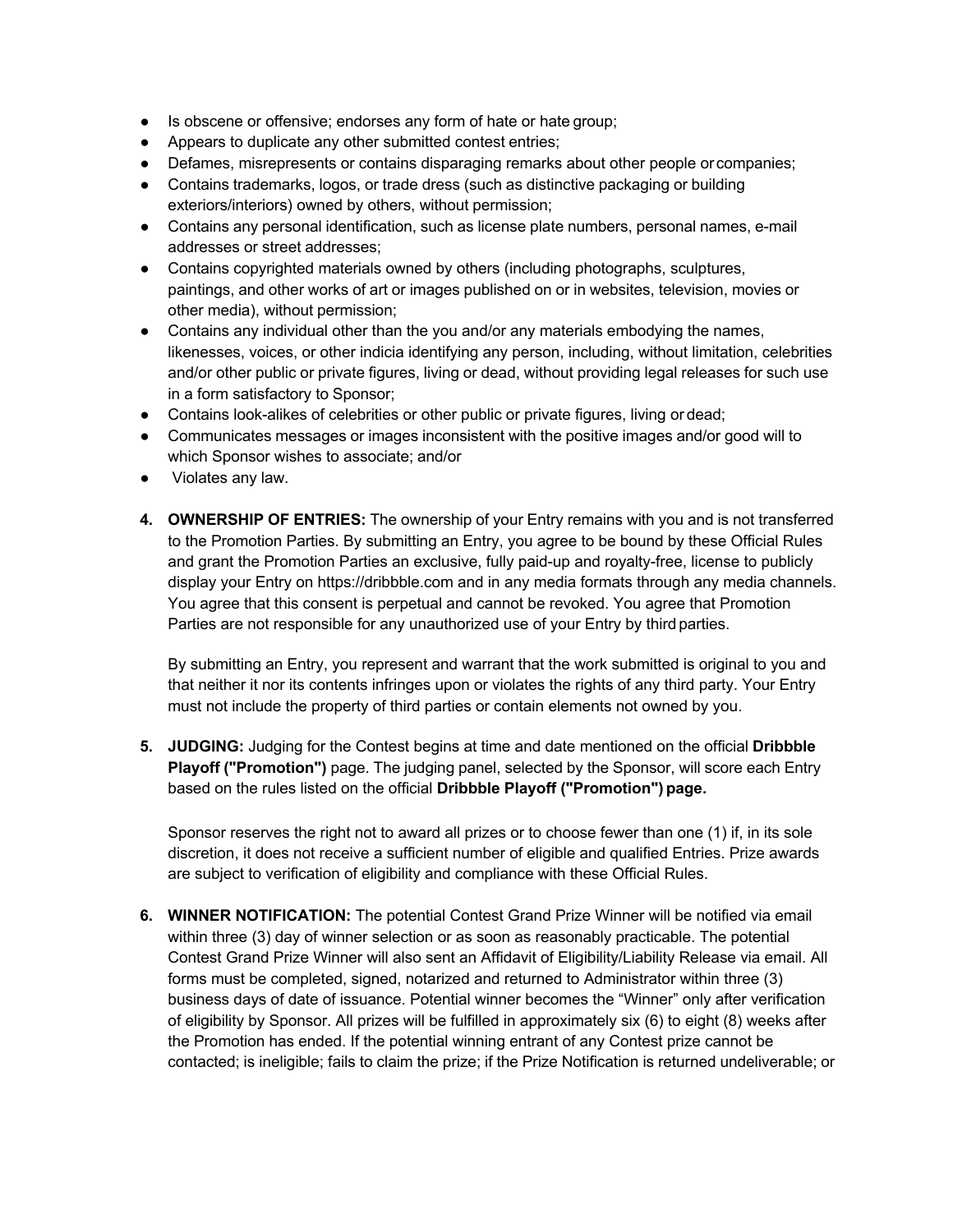- Is obscene or offensive; endorses any form of hate or hate group;
- Appears to duplicate any other submitted contest entries;
- Defames, misrepresents or contains disparaging remarks about other people or companies;
- Contains trademarks, logos, or trade dress (such as distinctive packaging or building exteriors/interiors) owned by others, without permission;
- Contains any personal identification, such as license plate numbers, personal names, e-mail addresses or street addresses;
- Contains copyrighted materials owned by others (including photographs, sculptures, paintings, and other works of art or images published on or in websites, television, movies or other media), without permission;
- Contains any individual other than the you and/or any materials embodying the names, likenesses, voices, or other indicia identifying any person, including, without limitation, celebrities and/or other public or private figures, living or dead, without providing legal releases for such use in a form satisfactory to Sponsor;
- Contains look-alikes of celebrities or other public or private figures, living or dead;
- Communicates messages or images inconsistent with the positive images and/or good will to which Sponsor wishes to associate; and/or
- Violates any law.

4. **OWNERSHIP OF ENTRIES:** The ownership of your Entry remains with you and is not transferred to the Promotion Parties. By submitting an Entry, you agree to be bound by these Official Rules and grant the Promotion Parties an exclusive, fully paid-up and royalty-free, license to publicly display your Entry on https://dribbble.com and in any media formats through any media channels. You agree that this consent is perpetual and cannot be revoked. You agree that Promotion Parties are not responsible for any unauthorized use of your Entry by third parties.

   By submitting an Entry, you represent and warrant that the work submitted is original to you and that neither it nor its contents infringes upon or violates the rights of any third party. Your Entry must not include the property of third parties or contain elements not owned by you.

5. **JUDGING:** Judging for the Contest begins at time and date mentioned on the official **Dribbble Playoff ("Promotion")** page. The judging panel, selected by the Sponsor, will score each Entry based on the rules listed on the official **Dribbble Playoff ("Promotion") page.**

   Sponsor reserves the right not to award all prizes or to choose fewer than one (1) if, in its sole discretion, it does not receive a sufficient number of eligible and qualified Entries. Prize awards are subject to verification of eligibility and compliance with these Official Rules.

6. **WINNER NOTIFICATION:** The potential Contest Grand Prize Winner will be notified via email within three (3) day of winner selection or as soon as reasonably practicable. The potential Contest Grand Prize Winner will also sent an Affidavit of Eligibility/Liability Release via email. All forms must be completed, signed, notarized and returned to Administrator within three (3) business days of date of issuance. Potential winner becomes the "Winner" only after verification of eligibility by Sponsor. All prizes will be fulfilled in approximately six (6) to eight (8) weeks after the Promotion has ended. If the potential winning entrant of any Contest prize cannot be contacted; is ineligible; fails to claim the prize; if the Prize Notification is returned undeliverable; or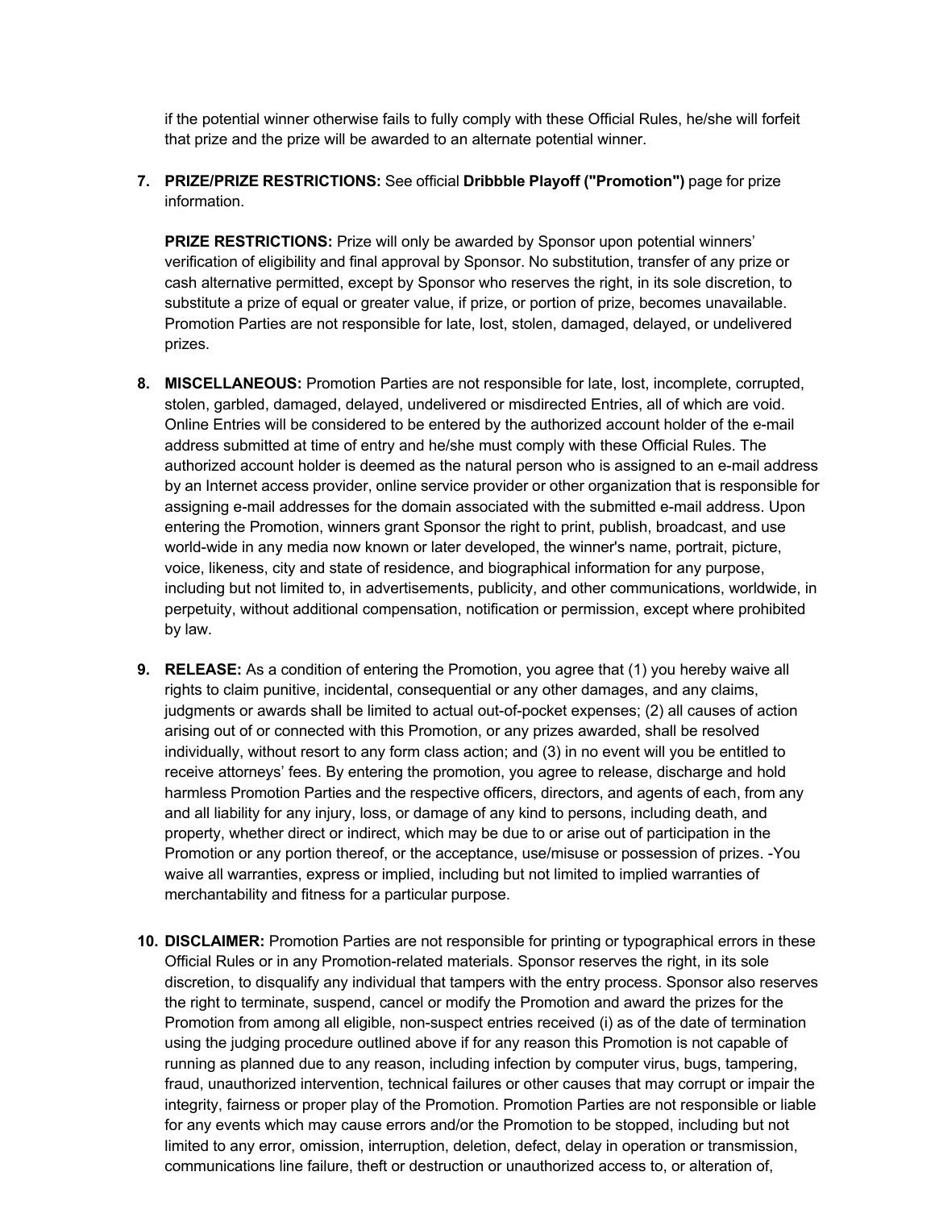if the potential winner otherwise fails to fully comply with these Official Rules, he/she will forfeit that prize and the prize will be awarded to an alternate potential winner.

7. **PRIZE/PRIZE RESTRICTIONS:** See official **Dribbble Playoff ("Promotion")** page for prize information.

   **PRIZE RESTRICTIONS:** Prize will only be awarded by Sponsor upon potential winners' verification of eligibility and final approval by Sponsor. No substitution, transfer of any prize or cash alternative permitted, except by Sponsor who reserves the right, in its sole discretion, to substitute a prize of equal or greater value, if prize, or portion of prize, becomes unavailable. Promotion Parties are not responsible for late, lost, stolen, damaged, delayed, or undelivered prizes.

8. **MISCELLANEOUS:** Promotion Parties are not responsible for late, lost, incomplete, corrupted, stolen, garbled, damaged, delayed, undelivered or misdirected Entries, all of which are void. Online Entries will be considered to be entered by the authorized account holder of the e-mail address submitted at time of entry and he/she must comply with these Official Rules. The authorized account holder is deemed as the natural person who is assigned to an e-mail address by an Internet access provider, online service provider or other organization that is responsible for assigning e-mail addresses for the domain associated with the submitted e-mail address. Upon entering the Promotion, winners grant Sponsor the right to print, publish, broadcast, and use world-wide in any media now known or later developed, the winner's name, portrait, picture, voice, likeness, city and state of residence, and biographical information for any purpose, including but not limited to, in advertisements, publicity, and other communications, worldwide, in perpetuity, without additional compensation, notification or permission, except where prohibited by law.

9. **RELEASE:** As a condition of entering the Promotion, you agree that (1) you hereby waive all rights to claim punitive, incidental, consequential or any other damages, and any claims, judgments or awards shall be limited to actual out-of-pocket expenses; (2) all causes of action arising out of or connected with this Promotion, or any prizes awarded, shall be resolved individually, without resort to any form class action; and (3) in no event will you be entitled to receive attorneys' fees. By entering the promotion, you agree to release, discharge and hold harmless Promotion Parties and the respective officers, directors, and agents of each, from any and all liability for any injury, loss, or damage of any kind to persons, including death, and property, whether direct or indirect, which may be due to or arise out of participation in the Promotion or any portion thereof, or the acceptance, use/misuse or possession of prizes. -You waive all warranties, express or implied, including but not limited to implied warranties of merchantability and fitness for a particular purpose.

10. **DISCLAIMER:** Promotion Parties are not responsible for printing or typographical errors in these Official Rules or in any Promotion-related materials. Sponsor reserves the right, in its sole discretion, to disqualify any individual that tampers with the entry process. Sponsor also reserves the right to terminate, suspend, cancel or modify the Promotion and award the prizes for the Promotion from among all eligible, non-suspect entries received (i) as of the date of termination using the judging procedure outlined above if for any reason this Promotion is not capable of running as planned due to any reason, including infection by computer virus, bugs, tampering, fraud, unauthorized intervention, technical failures or other causes that may corrupt or impair the integrity, fairness or proper play of the Promotion. Promotion Parties are not responsible or liable for any events which may cause errors and/or the Promotion to be stopped, including but not limited to any error, omission, interruption, deletion, defect, delay in operation or transmission, communications line failure, theft or destruction or unauthorized access to, or alteration of,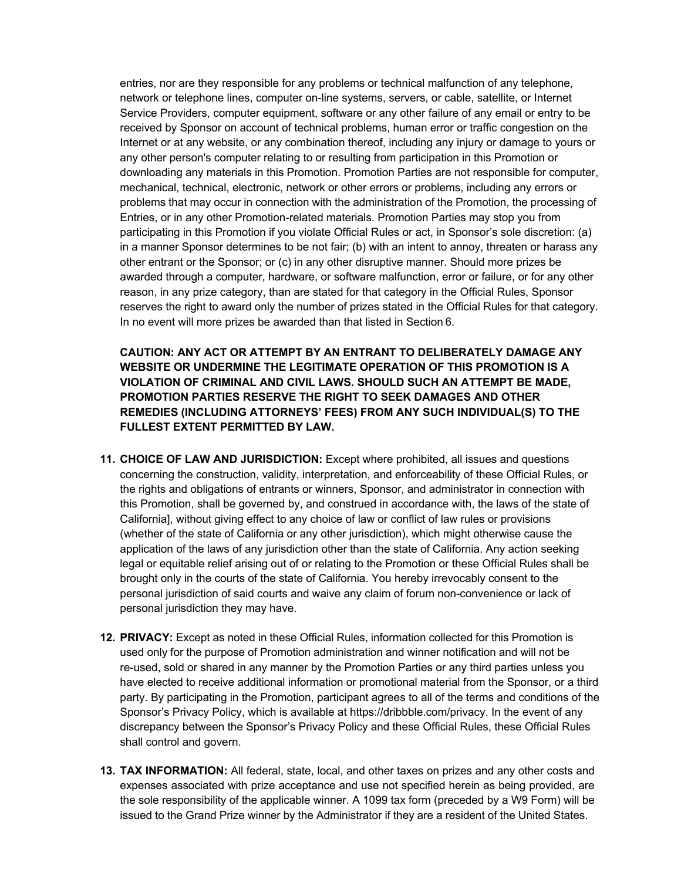entries, nor are they responsible for any problems or technical malfunction of any telephone, network or telephone lines, computer on-line systems, servers, or cable, satellite, or Internet Service Providers, computer equipment, software or any other failure of any email or entry to be received by Sponsor on account of technical problems, human error or traffic congestion on the Internet or at any website, or any combination thereof, including any injury or damage to yours or any other person's computer relating to or resulting from participation in this Promotion or downloading any materials in this Promotion. Promotion Parties are not responsible for computer, mechanical, technical, electronic, network or other errors or problems, including any errors or problems that may occur in connection with the administration of the Promotion, the processing of Entries, or in any other Promotion-related materials. Promotion Parties may stop you from participating in this Promotion if you violate Official Rules or act, in Sponsor's sole discretion: (a) in a manner Sponsor determines to be not fair; (b) with an intent to annoy, threaten or harass any other entrant or the Sponsor; or (c) in any other disruptive manner. Should more prizes be awarded through a computer, hardware, or software malfunction, error or failure, or for any other reason, in any prize category, than are stated for that category in the Official Rules, Sponsor reserves the right to award only the number of prizes stated in the Official Rules for that category. In no event will more prizes be awarded than that listed in Section 6.

**CAUTION: ANY ACT OR ATTEMPT BY AN ENTRANT TO DELIBERATELY DAMAGE ANY WEBSITE OR UNDERMINE THE LEGITIMATE OPERATION OF THIS PROMOTION IS A VIOLATION OF CRIMINAL AND CIVIL LAWS. SHOULD SUCH AN ATTEMPT BE MADE, PROMOTION PARTIES RESERVE THE RIGHT TO SEEK DAMAGES AND OTHER REMEDIES (INCLUDING ATTORNEYS' FEES) FROM ANY SUCH INDIVIDUAL(S) TO THE FULLEST EXTENT PERMITTED BY LAW.**

11. **CHOICE OF LAW AND JURISDICTION:** Except where prohibited, all issues and questions concerning the construction, validity, interpretation, and enforceability of these Official Rules, or the rights and obligations of entrants or winners, Sponsor, and administrator in connection with this Promotion, shall be governed by, and construed in accordance with, the laws of the state of California], without giving effect to any choice of law or conflict of law rules or provisions (whether of the state of California or any other jurisdiction), which might otherwise cause the application of the laws of any jurisdiction other than the state of California. Any action seeking legal or equitable relief arising out of or relating to the Promotion or these Official Rules shall be brought only in the courts of the state of California. You hereby irrevocably consent to the personal jurisdiction of said courts and waive any claim of forum non-convenience or lack of personal jurisdiction they may have.

12. **PRIVACY:** Except as noted in these Official Rules, information collected for this Promotion is used only for the purpose of Promotion administration and winner notification and will not be re-used, sold or shared in any manner by the Promotion Parties or any third parties unless you have elected to receive additional information or promotional material from the Sponsor, or a third party. By participating in the Promotion, participant agrees to all of the terms and conditions of the Sponsor's Privacy Policy, which is available at https://dribbble.com/privacy. In the event of any discrepancy between the Sponsor's Privacy Policy and these Official Rules, these Official Rules shall control and govern.

13. **TAX INFORMATION:** All federal, state, local, and other taxes on prizes and any other costs and expenses associated with prize acceptance and use not specified herein as being provided, are the sole responsibility of the applicable winner. A 1099 tax form (preceded by a W9 Form) will be issued to the Grand Prize winner by the Administrator if they are a resident of the United States.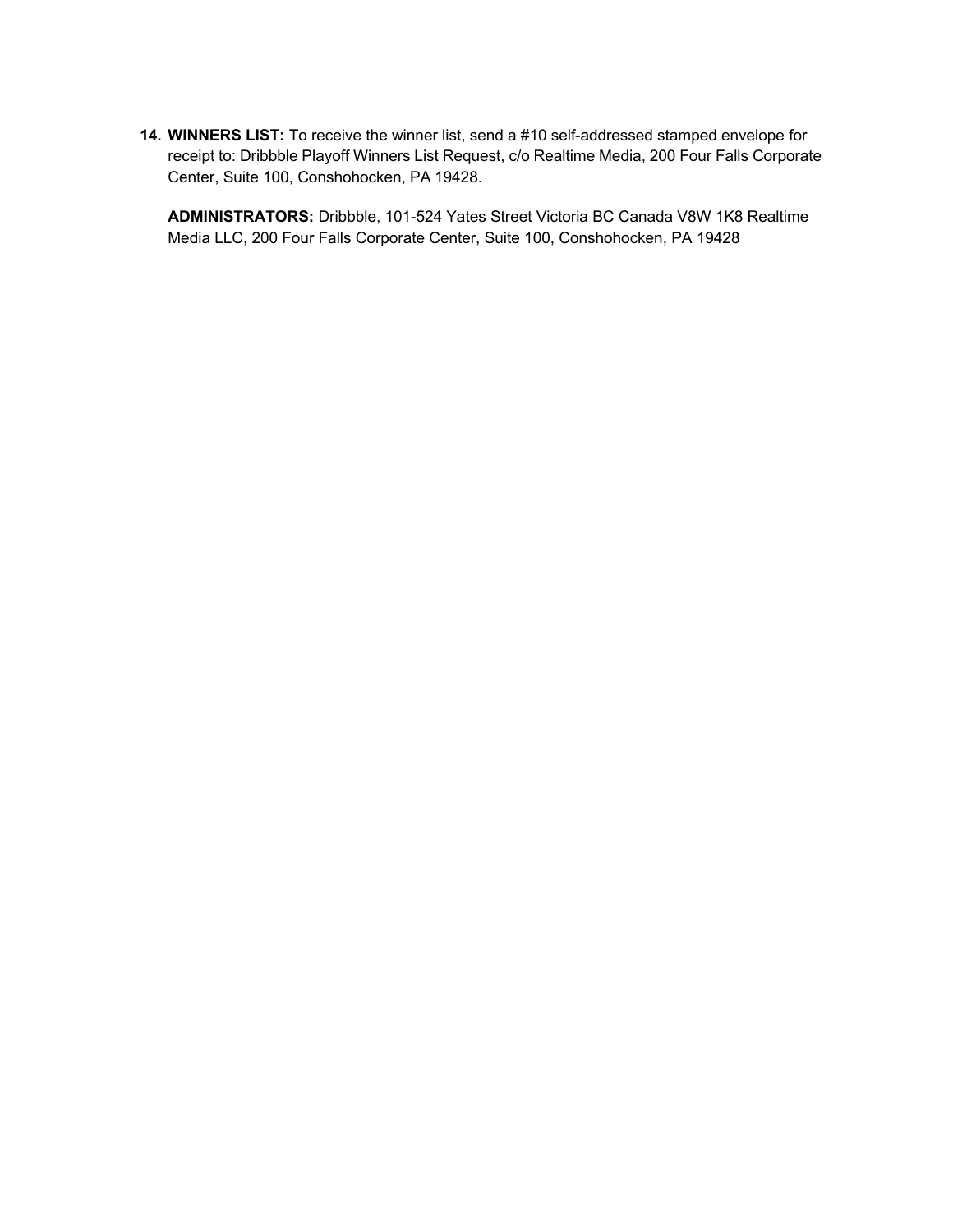14. **WINNERS LIST:** To receive the winner list, send a #10 self-addressed stamped envelope for receipt to: Dribbble Playoff Winners List Request, c/o Realtime Media, 200 Four Falls Corporate Center, Suite 100, Conshohocken, PA 19428.

    **ADMINISTRATORS:** Dribbble, 101-524 Yates Street Victoria BC Canada V8W 1K8 Realtime Media LLC, 200 Four Falls Corporate Center, Suite 100, Conshohocken, PA 19428